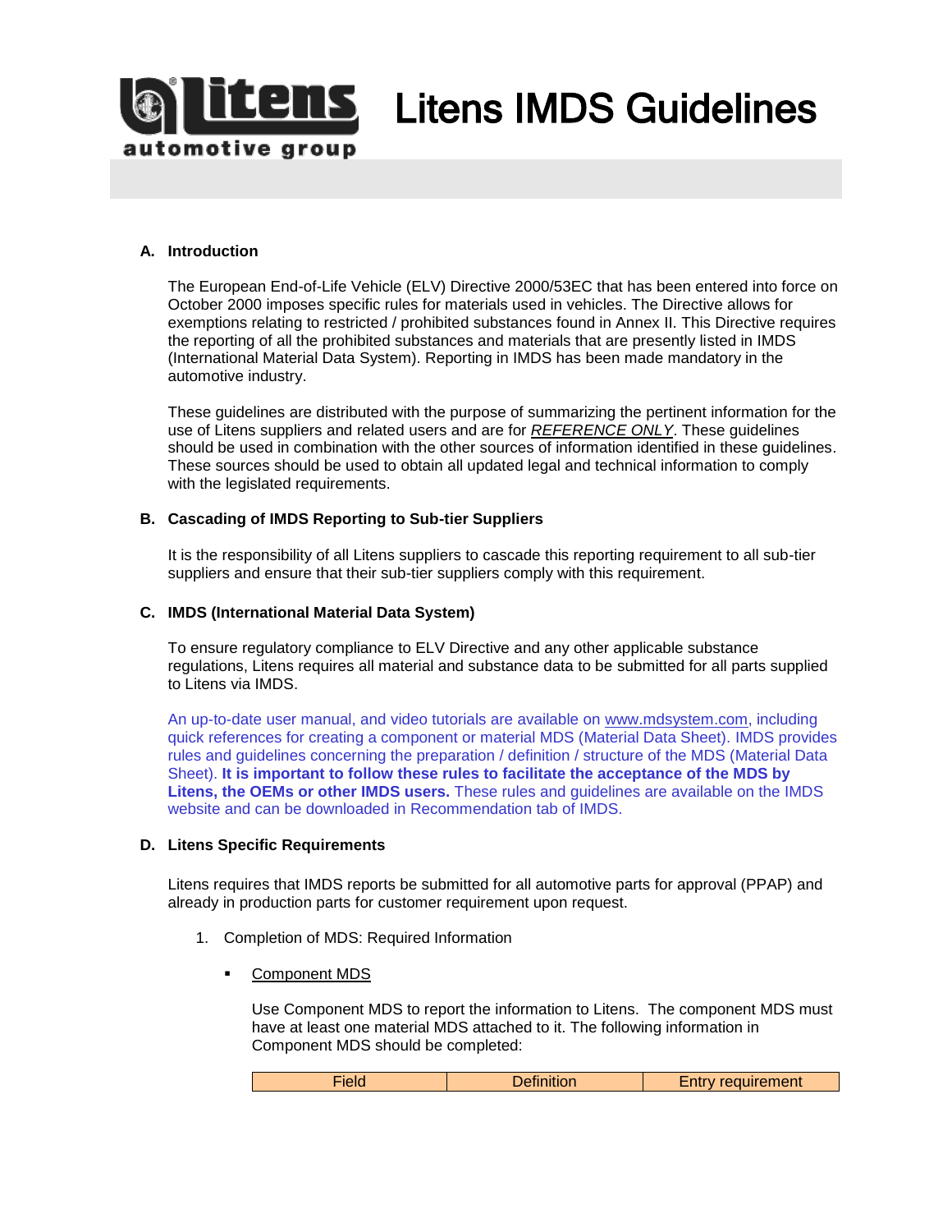# Litens IMDS Guidelines

## A. Introduction

The European End-of-Life Vehicle (ELV) Directive 2000/53EC that has been entered into force on October 2000 imposes specific rules for materials used in vehicles. The Directive allows for exemptions relating to restricted / prohibited substances found in Annex II. This Directive requires the reporting of all the prohibited substances and materials that are presently listed in IMDS (International Material Data System). Reporting in IMDS has been made mandatory in the automotive industry.

These guidelines are distributed with the purpose of summarizing the pertinent information for the use of Litens suppliers and related users and are for *REFERENCE ONLY*. These guidelines should be used in combination with the other sources of information identified in these guidelines. These sources should be used to obtain all updated legal and technical information to comply with the legislated requirements.

## B. Cascading of IMDS Reporting to Sub-tier Suppliers

It is the responsibility of all Litens suppliers to cascade this reporting requirement to all sub-tier suppliers and ensure that their sub-tier suppliers comply with this requirement.

## C. IMDS (International Material Data System)

To ensure regulatory compliance to ELV Directive and any other applicable substance regulations, Litens requires all material and substance data to be submitted for all parts supplied to Litens via IMDS.

An up-to-date user manual, and video tutorials are available on www.mdsystem.com, including quick references for creating a component or material MDS (Material Data Sheet). IMDS provides rules and guidelines concerning the preparation / definition / structure of the MDS (Material Data Sheet). **It is important to follow these rules to facilitate the acceptance of the MDS by Litens, the OEMs or other IMDS users.** These rules and guidelines are available on the IMDS website and can be downloaded in Recommendation tab of IMDS.

## D. Litens Specific Requirements

Litens requires that IMDS reports be submitted for all automotive parts for approval (PPAP) and already in production parts for customer requirement upon request.

1. Completion of MDS: Required Information

   - Component MDS

     Use Component MDS to report the information to Litens. The component MDS must have at least one material MDS attached to it. The following information in Component MDS should be completed:

| Field | Definition | Entry requirement |
|---|---|---|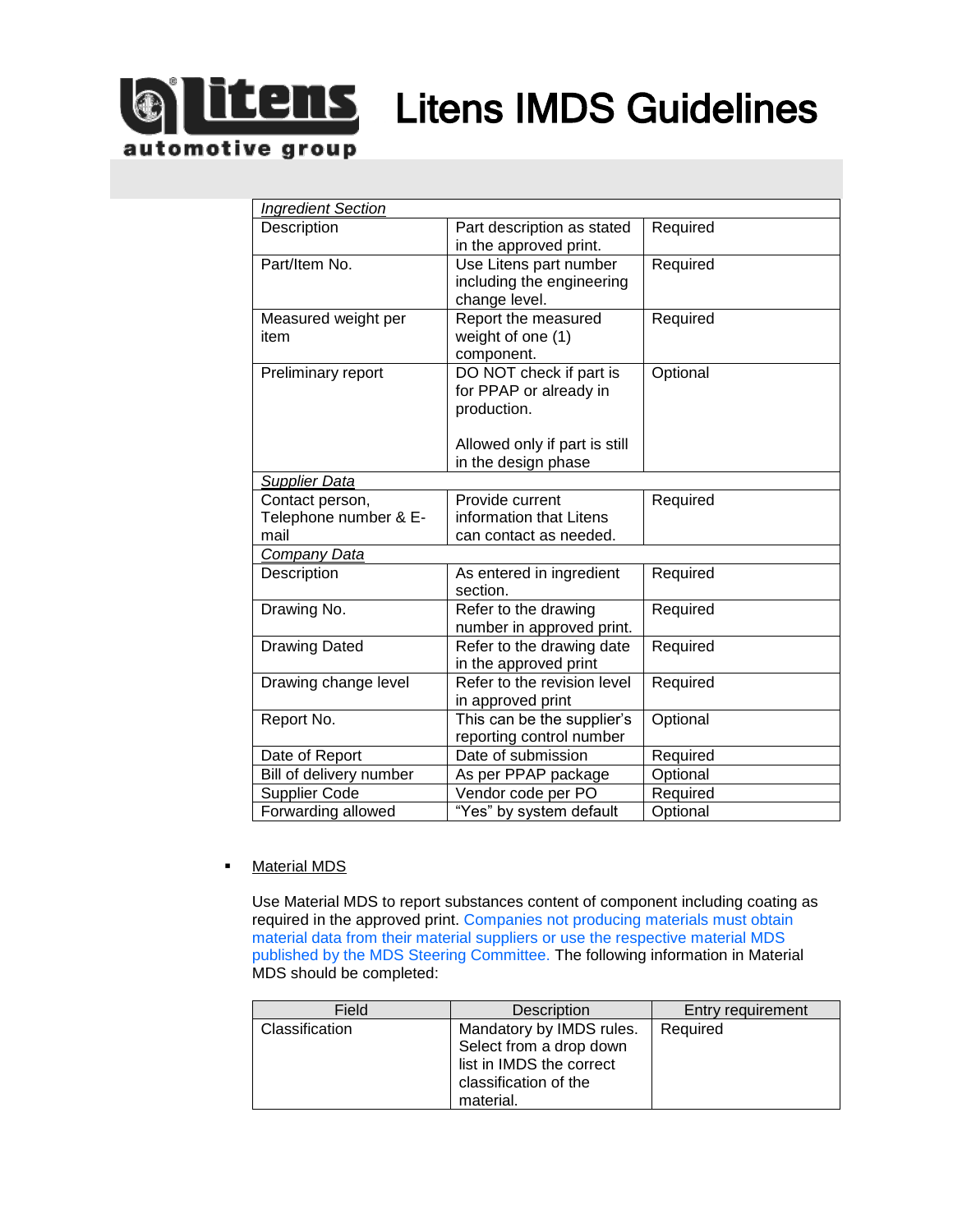| | | |
|---|---|---|
| *Ingredient Section* | | |
| Description | Part description as stated in the approved print. | Required |
| Part/Item No. | Use Litens part number including the engineering change level. | Required |
| Measured weight per item | Report the measured weight of one (1) component. | Required |
| Preliminary report | DO NOT check if part is for PPAP or already in production.<br><br>Allowed only if part is still in the design phase | Optional |
| *Supplier Data* | | |
| Contact person, Telephone number & E-mail | Provide current information that Litens can contact as needed. | Required |
| *Company Data* | | |
| Description | As entered in ingredient section. | Required |
| Drawing No. | Refer to the drawing number in approved print. | Required |
| Drawing Dated | Refer to the drawing date in the approved print | Required |
| Drawing change level | Refer to the revision level in approved print | Required |
| Report No. | This can be the supplier's reporting control number | Optional |
| Date of Report | Date of submission | Required |
| Bill of delivery number | As per PPAP package | Optional |
| Supplier Code | Vendor code per PO | Required |
| Forwarding allowed | "Yes" by system default | Optional |

- Material MDS

Use Material MDS to report substances content of component including coating as required in the approved print. Companies not producing materials must obtain material data from their material suppliers or use the respective material MDS published by the MDS Steering Committee. The following information in Material MDS should be completed:

| Field | Description | Entry requirement |
|---|---|---|
| Classification | Mandatory by IMDS rules. Select from a drop down list in IMDS the correct classification of the material. | Required |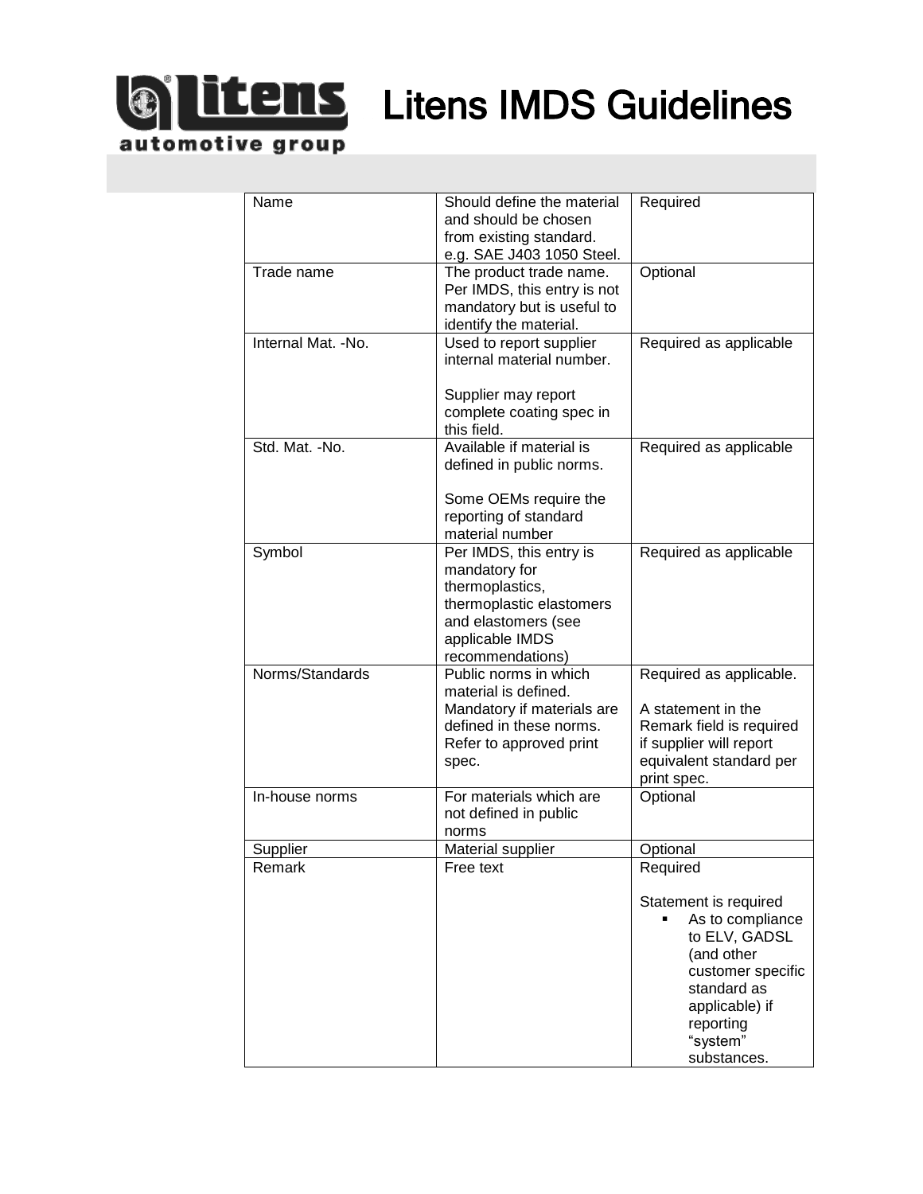| | | |
|---|---|---|
| Name | Should define the material and should be chosen from existing standard. e.g. SAE J403 1050 Steel. | Required |
| Trade name | The product trade name. Per IMDS, this entry is not mandatory but is useful to identify the material. | Optional |
| Internal Mat. -No. | Used to report supplier internal material number.<br><br>Supplier may report complete coating spec in this field. | Required as applicable |
| Std. Mat. -No. | Available if material is defined in public norms.<br><br>Some OEMs require the reporting of standard material number | Required as applicable |
| Symbol | Per IMDS, this entry is mandatory for thermoplastics, thermoplastic elastomers and elastomers (see applicable IMDS recommendations) | Required as applicable |
| Norms/Standards | Public norms in which material is defined. Mandatory if materials are defined in these norms. Refer to approved print spec. | Required as applicable.<br><br>A statement in the Remark field is required if supplier will report equivalent standard per print spec. |
| In-house norms | For materials which are not defined in public norms | Optional |
| Supplier | Material supplier | Optional |
| Remark | Free text | Required<br><br>Statement is required<br>▪ As to compliance to ELV, GADSL (and other customer specific standard as applicable) if reporting "system" substances. |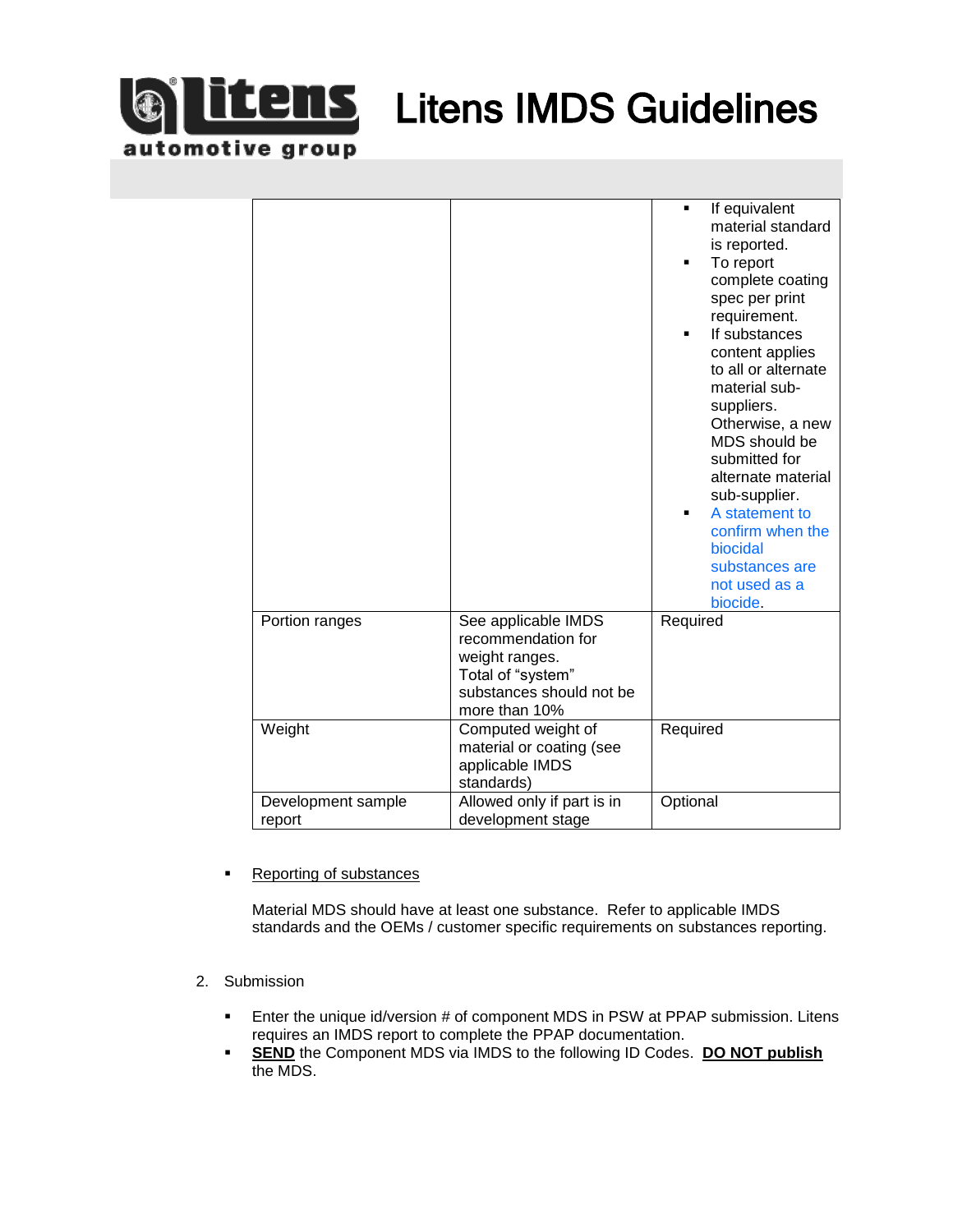| | | |
|---|---|---|
| | | ▪ If equivalent material standard is reported.<br>▪ To report complete coating spec per print requirement.<br>▪ If substances content applies to all or alternate material sub-suppliers. Otherwise, a new MDS should be submitted for alternate material sub-supplier.<br>▪ A statement to confirm when the biocidal substances are not used as a biocide. |
| Portion ranges | See applicable IMDS recommendation for weight ranges. Total of "system" substances should not be more than 10% | Required |
| Weight | Computed weight of material or coating (see applicable IMDS standards) | Required |
| Development sample report | Allowed only if part is in development stage | Optional |

- Reporting of substances

  Material MDS should have at least one substance. Refer to applicable IMDS standards and the OEMs / customer specific requirements on substances reporting.

2. Submission

   - Enter the unique id/version # of component MDS in PSW at PPAP submission. Litens requires an IMDS report to complete the PPAP documentation.
   - **SEND** the Component MDS via IMDS to the following ID Codes. **DO NOT publish** the MDS.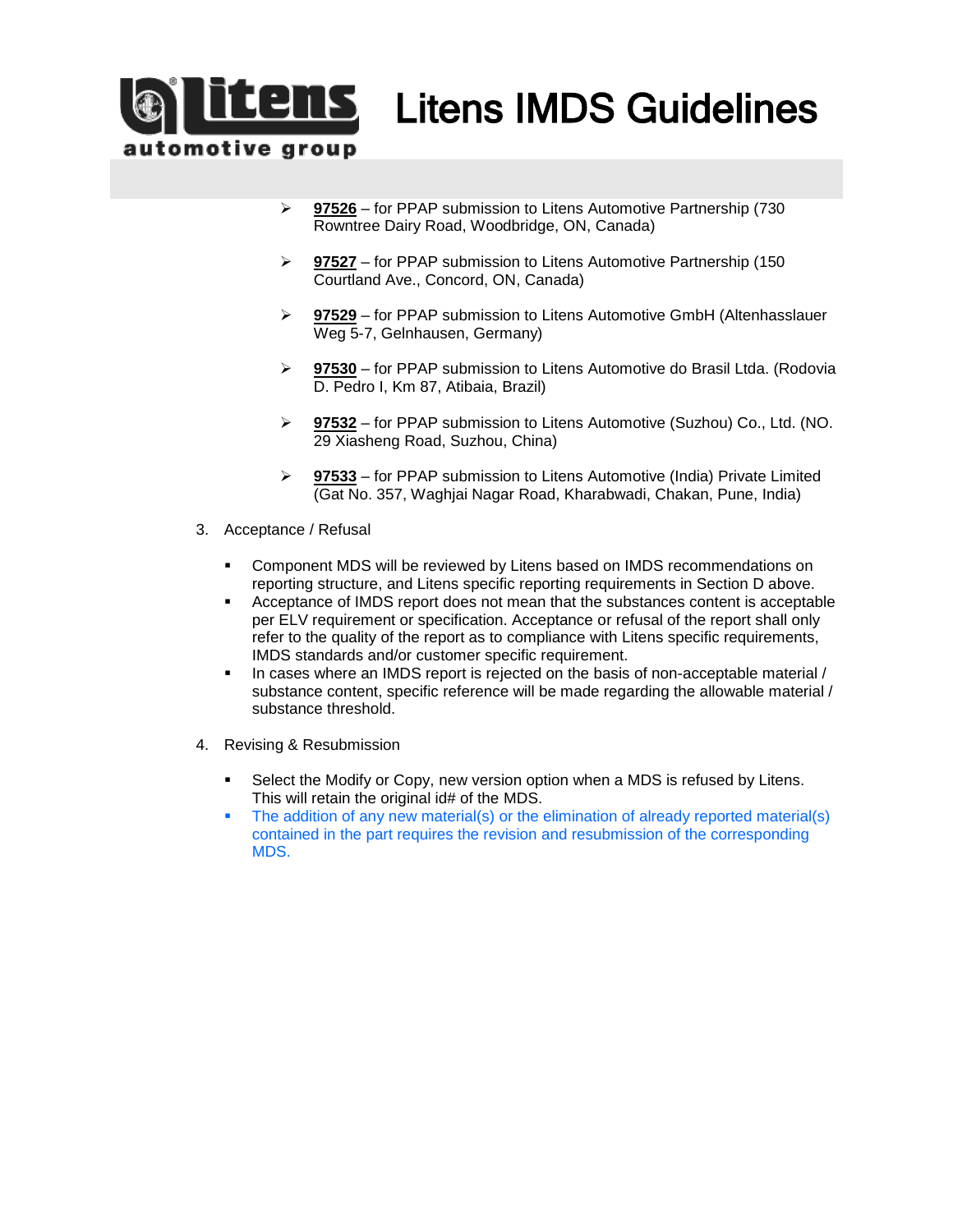- **97526** – for PPAP submission to Litens Automotive Partnership (730 Rowntree Dairy Road, Woodbridge, ON, Canada)
- **97527** – for PPAP submission to Litens Automotive Partnership (150 Courtland Ave., Concord, ON, Canada)
- **97529** – for PPAP submission to Litens Automotive GmbH (Altenhasslauer Weg 5-7, Gelnhausen, Germany)
- **97530** – for PPAP submission to Litens Automotive do Brasil Ltda. (Rodovia D. Pedro I, Km 87, Atibaia, Brazil)
- **97532** – for PPAP submission to Litens Automotive (Suzhou) Co., Ltd. (NO. 29 Xiasheng Road, Suzhou, China)
- **97533** – for PPAP submission to Litens Automotive (India) Private Limited (Gat No. 357, Waghjai Nagar Road, Kharabwadi, Chakan, Pune, India)

3. Acceptance / Refusal

   - Component MDS will be reviewed by Litens based on IMDS recommendations on reporting structure, and Litens specific reporting requirements in Section D above.
   - Acceptance of IMDS report does not mean that the substances content is acceptable per ELV requirement or specification. Acceptance or refusal of the report shall only refer to the quality of the report as to compliance with Litens specific requirements, IMDS standards and/or customer specific requirement.
   - In cases where an IMDS report is rejected on the basis of non-acceptable material / substance content, specific reference will be made regarding the allowable material / substance threshold.

4. Revising & Resubmission

   - Select the Modify or Copy, new version option when a MDS is refused by Litens. This will retain the original id# of the MDS.
   - The addition of any new material(s) or the elimination of already reported material(s) contained in the part requires the revision and resubmission of the corresponding MDS.